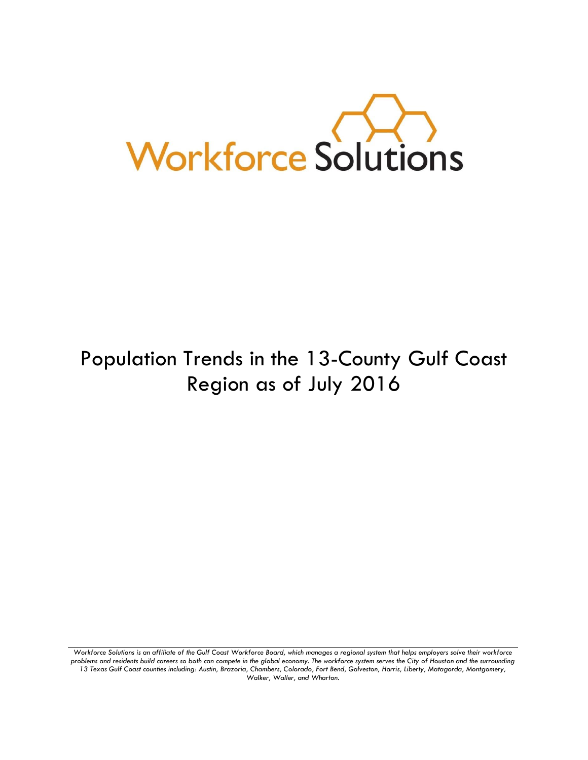Workforce Solutions

# Population Trends in the 13-County Gulf Coast Region as of July 2016

*Workforce Solutions is an affiliate of the Gulf Coast Workforce Board, which manages a regional system that helps employers solve their workforce problems and residents build careers so both can compete in the global economy. The workforce system serves the City of Houston and the surrounding 13 Texas Gulf Coast counties including: Austin, Brazoria, Chambers, Colorado, Fort Bend, Galveston, Harris, Liberty, Matagorda, Montgomery, Walker, Waller, and Wharton.*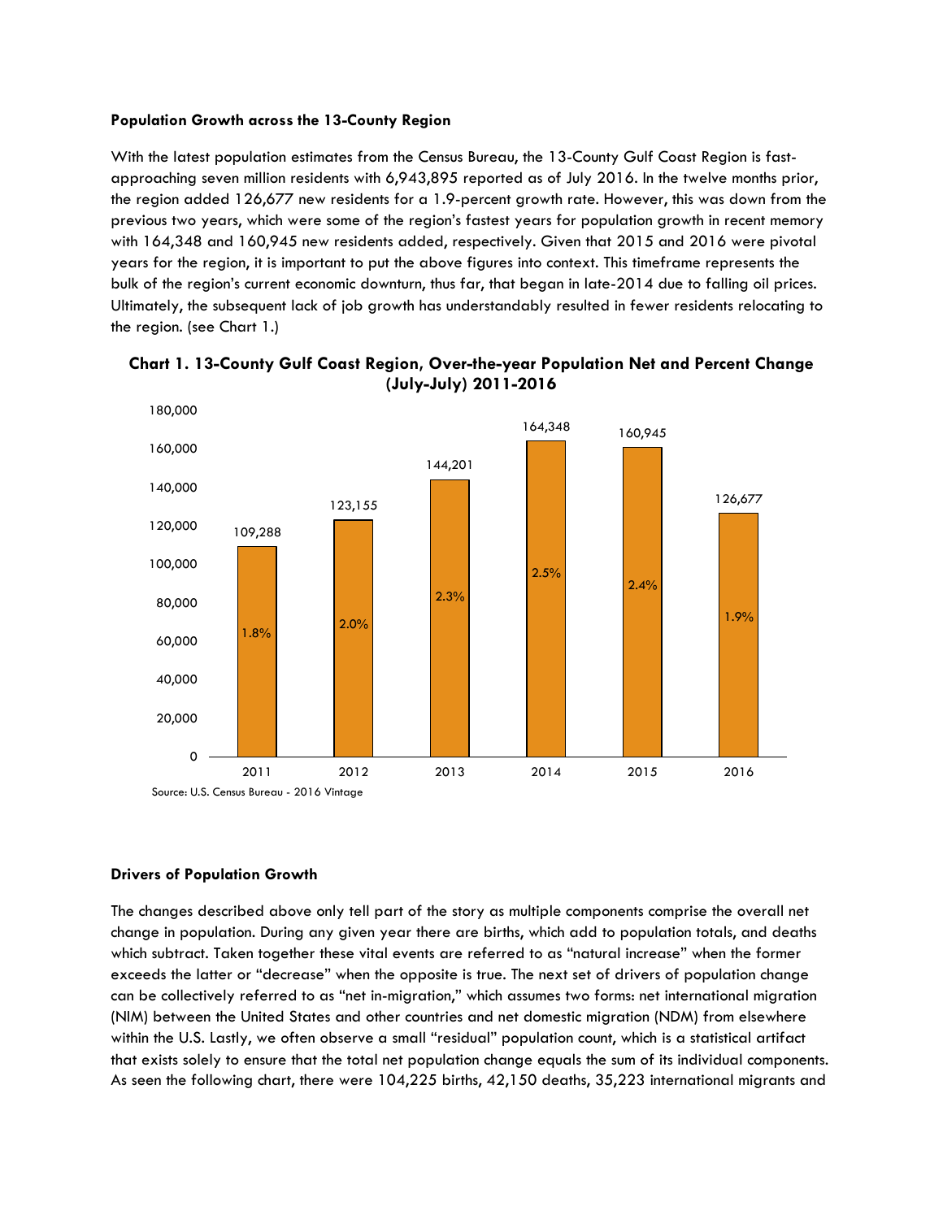**Population Growth across the 13-County Region**

With the latest population estimates from the Census Bureau, the 13-County Gulf Coast Region is fast-approaching seven million residents with 6,943,895 reported as of July 2016. In the twelve months prior, the region added 126,677 new residents for a 1.9-percent growth rate. However, this was down from the previous two years, which were some of the region's fastest years for population growth in recent memory with 164,348 and 160,945 new residents added, respectively. Given that 2015 and 2016 were pivotal years for the region, it is important to put the above figures into context. This timeframe represents the bulk of the region's current economic downturn, thus far, that began in late-2014 due to falling oil prices. Ultimately, the subsequent lack of job growth has understandably resulted in fewer residents relocating to the region. (see Chart 1.)

**Chart 1. 13-County Gulf Coast Region, Over-the-year Population Net and Percent Change (July-July) 2011-2016**

| Year | Net Change | Percent Change |
|---|---|---|
| 2011 | 109,288 | 1.8% |
| 2012 | 123,155 | 2.0% |
| 2013 | 144,201 | 2.3% |
| 2014 | 164,348 | 2.5% |
| 2015 | 160,945 | 2.4% |
| 2016 | 126,677 | 1.9% |

Source: U.S. Census Bureau - 2016 Vintage

**Drivers of Population Growth**

The changes described above only tell part of the story as multiple components comprise the overall net change in population. During any given year there are births, which add to population totals, and deaths which subtract. Taken together these vital events are referred to as "natural increase" when the former exceeds the latter or "decrease" when the opposite is true. The next set of drivers of population change can be collectively referred to as "net in-migration," which assumes two forms: net international migration (NIM) between the United States and other countries and net domestic migration (NDM) from elsewhere within the U.S. Lastly, we often observe a small "residual" population count, which is a statistical artifact that exists solely to ensure that the total net population change equals the sum of its individual components. As seen the following chart, there were 104,225 births, 42,150 deaths, 35,223 international migrants and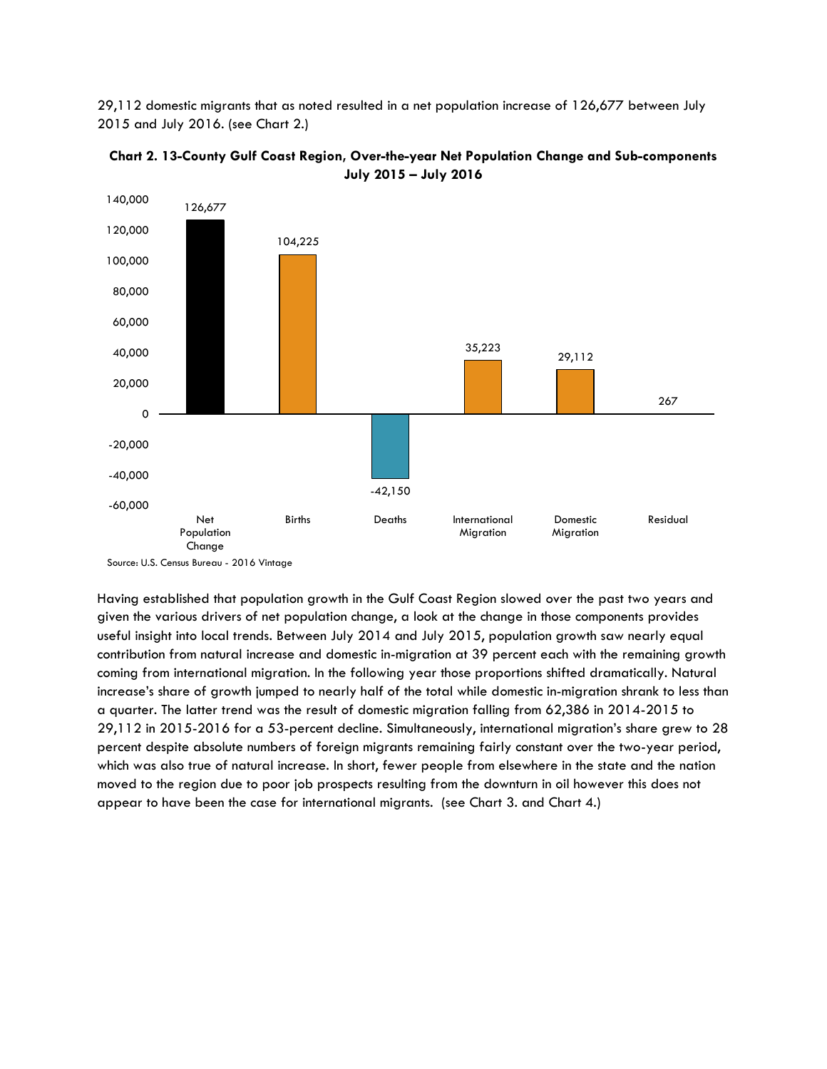29,112 domestic migrants that as noted resulted in a net population increase of 126,677 between July 2015 and July 2016. (see Chart 2.)

**Chart 2. 13-County Gulf Coast Region, Over-the-year Net Population Change and Sub-components July 2015 – July 2016**

| Net Population Change | Births | Deaths | International Migration | Domestic Migration | Residual |
|---|---|---|---|---|---|
| 126,677 | 104,225 | -42,150 | 35,223 | 29,112 | 267 |

Source: U.S. Census Bureau - 2016 Vintage

Having established that population growth in the Gulf Coast Region slowed over the past two years and given the various drivers of net population change, a look at the change in those components provides useful insight into local trends. Between July 2014 and July 2015, population growth saw nearly equal contribution from natural increase and domestic in-migration at 39 percent each with the remaining growth coming from international migration. In the following year those proportions shifted dramatically. Natural increase's share of growth jumped to nearly half of the total while domestic in-migration shrank to less than a quarter. The latter trend was the result of domestic migration falling from 62,386 in 2014-2015 to 29,112 in 2015-2016 for a 53-percent decline. Simultaneously, international migration's share grew to 28 percent despite absolute numbers of foreign migrants remaining fairly constant over the two-year period, which was also true of natural increase. In short, fewer people from elsewhere in the state and the nation moved to the region due to poor job prospects resulting from the downturn in oil however this does not appear to have been the case for international migrants. (see Chart 3. and Chart 4.)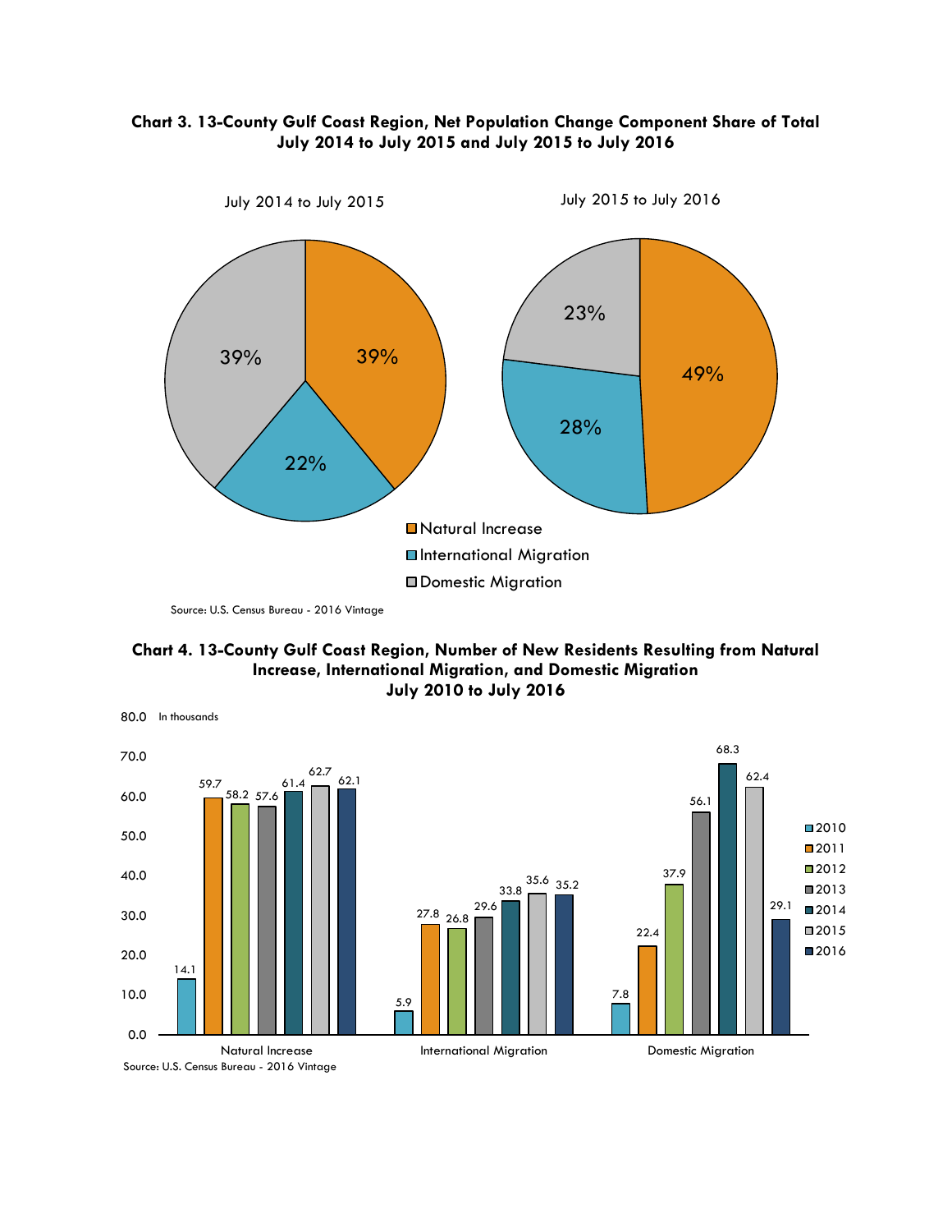**Chart 3. 13-County Gulf Coast Region, Net Population Change Component Share of Total July 2014 to July 2015 and July 2015 to July 2016**

July 2014 to July 2015

| Component | Share |
| --- | --- |
| Natural Increase | 39% |
| International Migration | 22% |
| Domestic Migration | 39% |

July 2015 to July 2016

| Component | Share |
| --- | --- |
| Natural Increase | 49% |
| International Migration | 28% |
| Domestic Migration | 23% |

Source: U.S. Census Bureau - 2016 Vintage

**Chart 4. 13-County Gulf Coast Region, Number of New Residents Resulting from Natural Increase, International Migration, and Domestic Migration July 2010 to July 2016**

In thousands

| Year | Natural Increase | International Migration | Domestic Migration |
| --- | --- | --- | --- |
| 2010 | 14.1 | 5.9 | 7.8 |
| 2011 | 59.7 | 27.8 | 22.4 |
| 2012 | 58.2 | 26.8 | 37.9 |
| 2013 | 57.6 | 29.6 | 56.1 |
| 2014 | 61.4 | 33.8 | 68.3 |
| 2015 | 62.7 | 35.6 | 62.4 |
| 2016 | 62.1 | 35.2 | 29.1 |

Source: U.S. Census Bureau - 2016 Vintage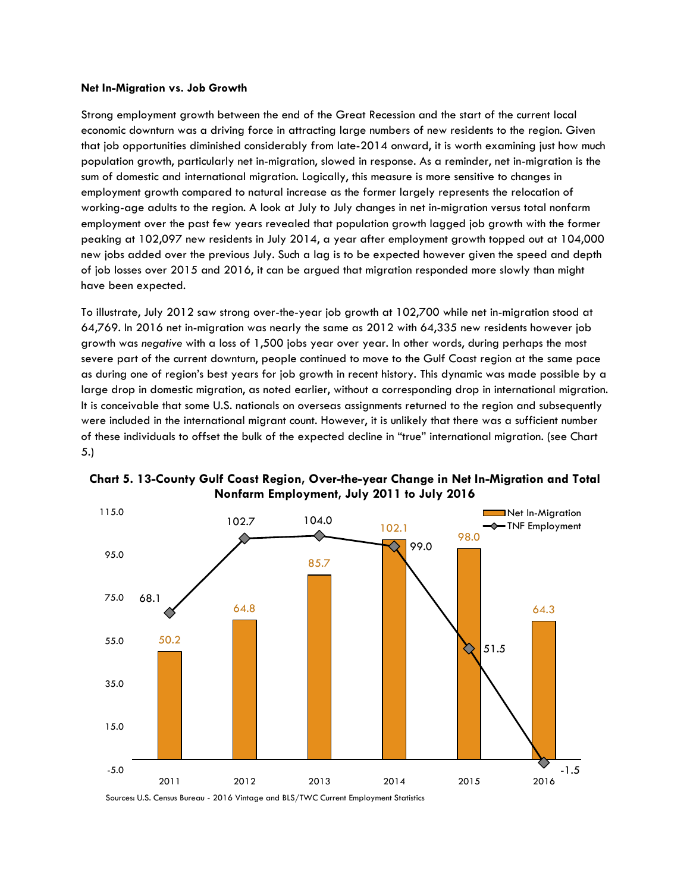**Net In-Migration vs. Job Growth**

Strong employment growth between the end of the Great Recession and the start of the current local economic downturn was a driving force in attracting large numbers of new residents to the region. Given that job opportunities diminished considerably from late-2014 onward, it is worth examining just how much population growth, particularly net in-migration, slowed in response. As a reminder, net in-migration is the sum of domestic and international migration. Logically, this measure is more sensitive to changes in employment growth compared to natural increase as the former largely represents the relocation of working-age adults to the region. A look at July to July changes in net in-migration versus total nonfarm employment over the past few years revealed that population growth lagged job growth with the former peaking at 102,097 new residents in July 2014, a year after employment growth topped out at 104,000 new jobs added over the previous July. Such a lag is to be expected however given the speed and depth of job losses over 2015 and 2016, it can be argued that migration responded more slowly than might have been expected.

To illustrate, July 2012 saw strong over-the-year job growth at 102,700 while net in-migration stood at 64,769. In 2016 net in-migration was nearly the same as 2012 with 64,335 new residents however job growth was *negative* with a loss of 1,500 jobs year over year. In other words, during perhaps the most severe part of the current downturn, people continued to move to the Gulf Coast region at the same pace as during one of region's best years for job growth in recent history. This dynamic was made possible by a large drop in domestic migration, as noted earlier, without a corresponding drop in international migration. It is conceivable that some U.S. nationals on overseas assignments returned to the region and subsequently were included in the international migrant count. However, it is unlikely that there was a sufficient number of these individuals to offset the bulk of the expected decline in "true" international migration. (see Chart 5.)

**Chart 5. 13-County Gulf Coast Region, Over-the-year Change in Net In-Migration and Total Nonfarm Employment, July 2011 to July 2016**

| Year | Net In-Migration | TNF Employment |
|---|---|---|
| 2011 | 50.2 | 68.1 |
| 2012 | 64.8 | 102.7 |
| 2013 | 85.7 | 104.0 |
| 2014 | 102.1 | 99.0 |
| 2015 | 98.0 | 51.5 |
| 2016 | 64.3 | -1.5 |

Sources: U.S. Census Bureau - 2016 Vintage and BLS/TWC Current Employment Statistics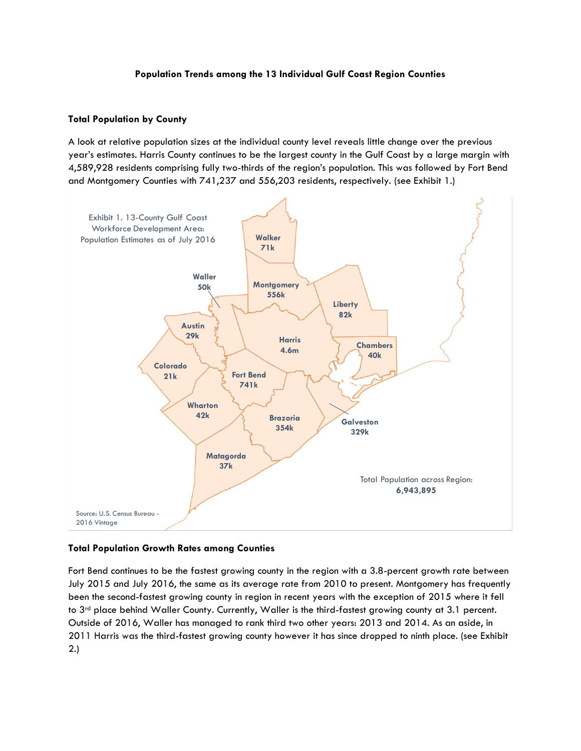**Population Trends among the 13 Individual Gulf Coast Region Counties**

**Total Population by County**

A look at relative population sizes at the individual county level reveals little change over the previous year's estimates. Harris County continues to be the largest county in the Gulf Coast by a large margin with 4,589,928 residents comprising fully two-thirds of the region's population. This was followed by Fort Bend and Montgomery Counties with 741,237 and 556,203 residents, respectively. (see Exhibit 1.)

Exhibit 1. 13-County Gulf Coast Workforce Development Area: Population Estimates as of July 2016

Walker 71k
Waller 50k
Montgomery 556k
Liberty 82k
Austin 29k
Harris 4.6m
Chambers 40k
Colorado 21k
Fort Bend 741k
Wharton 42k
Brazoria 354k
Galveston 329k
Matagorda 37k

Total Population across Region: **6,943,895**

Source: U.S. Census Bureau - 2016 Vintage

**Total Population Growth Rates among Counties**

Fort Bend continues to be the fastest growing county in the region with a 3.8-percent growth rate between July 2015 and July 2016, the same as its average rate from 2010 to present. Montgomery has frequently been the second-fastest growing county in region in recent years with the exception of 2015 where it fell to 3rd place behind Waller County. Currently, Waller is the third-fastest growing county at 3.1 percent. Outside of 2016, Waller has managed to rank third two other years: 2013 and 2014. As an aside, in 2011 Harris was the third-fastest growing county however it has since dropped to ninth place. (see Exhibit 2.)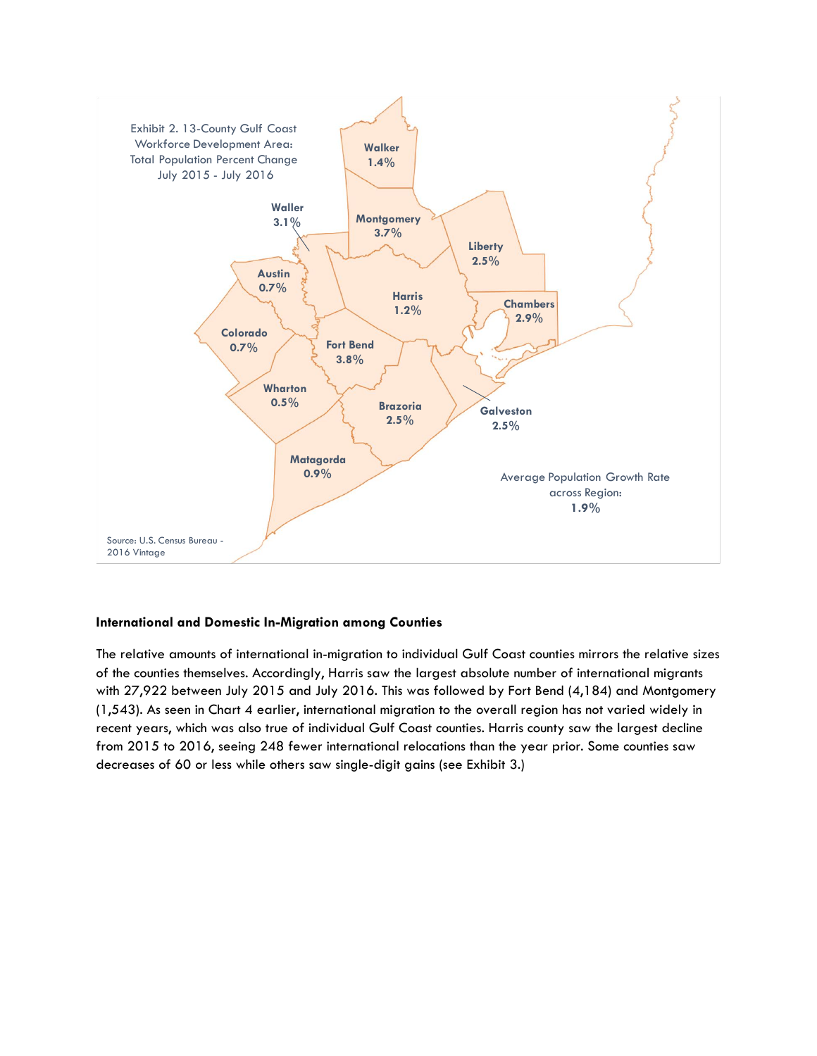Exhibit 2. 13-County Gulf Coast Workforce Development Area: Total Population Percent Change July 2015 - July 2016

Walker 1.4%

Waller 3.1%

Montgomery 3.7%

Liberty 2.5%

Austin 0.7%

Harris 1.2%

Chambers 2.9%

Colorado 0.7%

Fort Bend 3.8%

Wharton 0.5%

Brazoria 2.5%

Galveston 2.5%

Matagorda 0.9%

Average Population Growth Rate across Region: 1.9%

Source: U.S. Census Bureau - 2016 Vintage

**International and Domestic In-Migration among Counties**

The relative amounts of international in-migration to individual Gulf Coast counties mirrors the relative sizes of the counties themselves. Accordingly, Harris saw the largest absolute number of international migrants with 27,922 between July 2015 and July 2016. This was followed by Fort Bend (4,184) and Montgomery (1,543). As seen in Chart 4 earlier, international migration to the overall region has not varied widely in recent years, which was also true of individual Gulf Coast counties. Harris county saw the largest decline from 2015 to 2016, seeing 248 fewer international relocations than the year prior. Some counties saw decreases of 60 or less while others saw single-digit gains (see Exhibit 3.)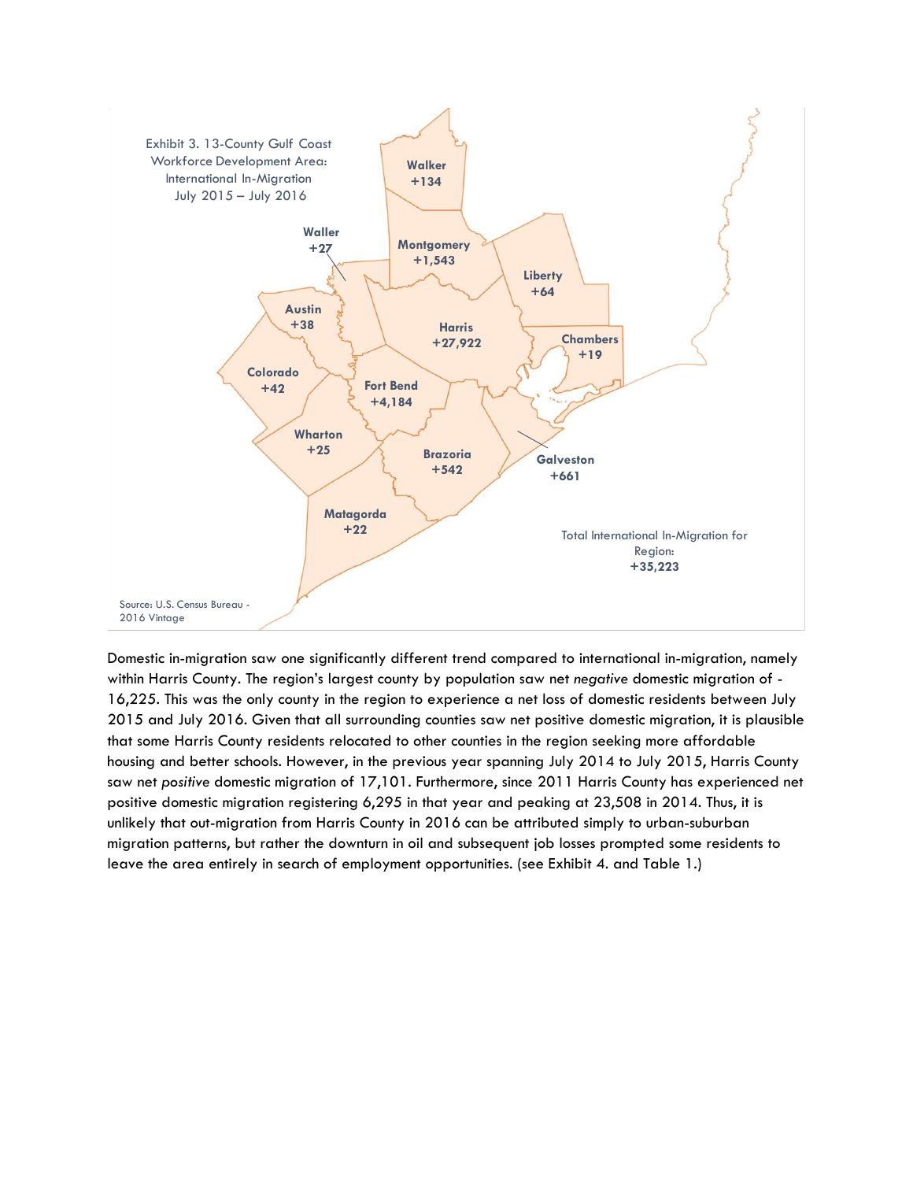Exhibit 3. 13-County Gulf Coast Workforce Development Area: International In-Migration July 2015 – July 2016

| County | International In-Migration |
|---|---|
| Walker | +134 |
| Waller | +27 |
| Montgomery | +1,543 |
| Liberty | +64 |
| Austin | +38 |
| Harris | +27,922 |
| Chambers | +19 |
| Colorado | +42 |
| Fort Bend | +4,184 |
| Wharton | +25 |
| Brazoria | +542 |
| Galveston | +661 |
| Matagorda | +22 |

Total International In-Migration for Region: +35,223

Source: U.S. Census Bureau - 2016 Vintage

Domestic in-migration saw one significantly different trend compared to international in-migration, namely within Harris County. The region's largest county by population saw net *negative* domestic migration of -16,225. This was the only county in the region to experience a net loss of domestic residents between July 2015 and July 2016. Given that all surrounding counties saw net positive domestic migration, it is plausible that some Harris County residents relocated to other counties in the region seeking more affordable housing and better schools. However, in the previous year spanning July 2014 to July 2015, Harris County saw net *positive* domestic migration of 17,101. Furthermore, since 2011 Harris County has experienced net positive domestic migration registering 6,295 in that year and peaking at 23,508 in 2014. Thus, it is unlikely that out-migration from Harris County in 2016 can be attributed simply to urban-suburban migration patterns, but rather the downturn in oil and subsequent job losses prompted some residents to leave the area entirely in search of employment opportunities. (see Exhibit 4. and Table 1.)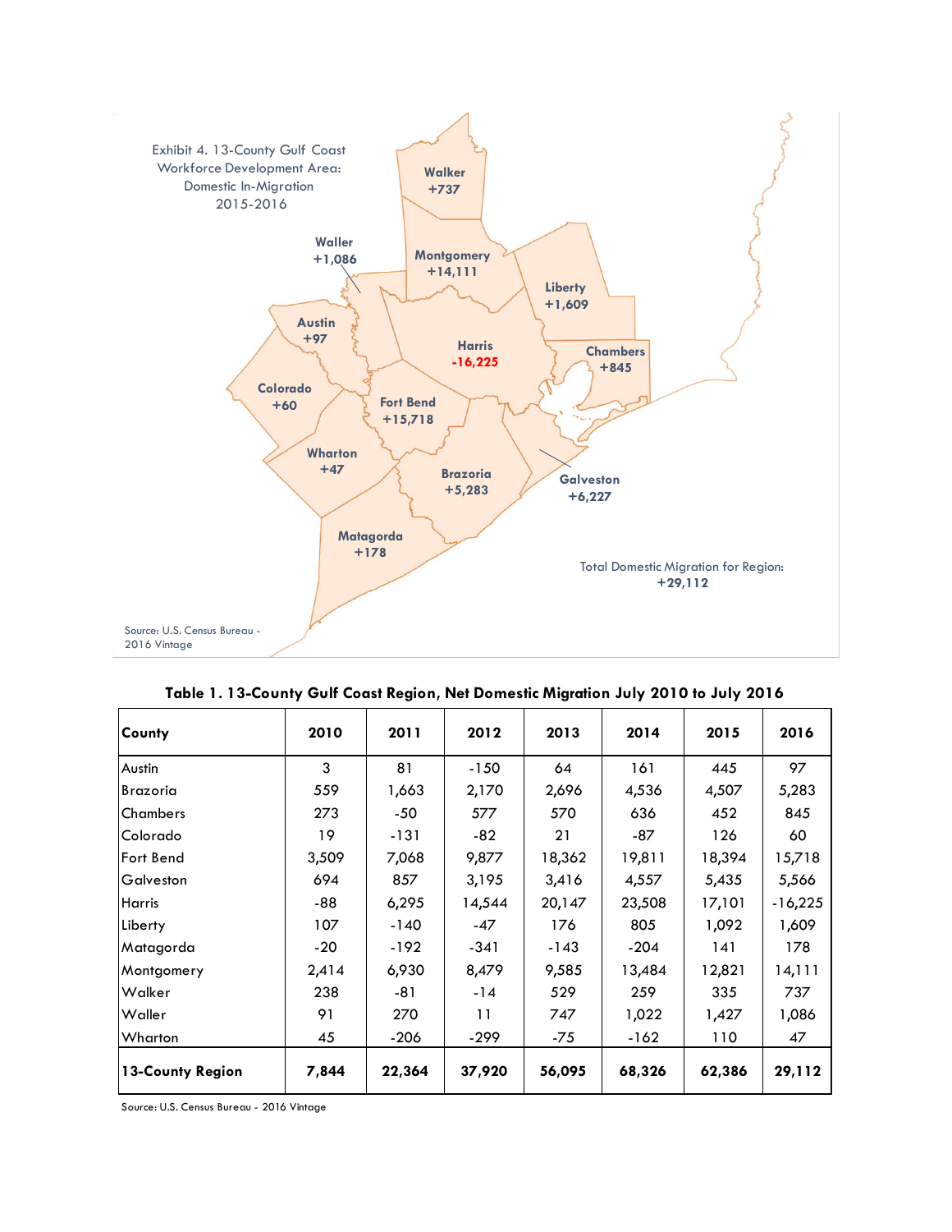Exhibit 4. 13-County Gulf Coast Workforce Development Area: Domestic In-Migration 2015-2016

Walker +737

Waller +1,086

Montgomery +14,111

Liberty +1,609

Austin +97

Harris -16,225

Chambers +845

Colorado +60

Fort Bend +15,718

Wharton +47

Brazoria +5,283

Galveston +6,227

Matagorda +178

Total Domestic Migration for Region: +29,112

Source: U.S. Census Bureau - 2016 Vintage

**Table 1. 13-County Gulf Coast Region, Net Domestic Migration July 2010 to July 2016**

| County | 2010 | 2011 | 2012 | 2013 | 2014 | 2015 | 2016 |
|---|---|---|---|---|---|---|---|
| Austin | 3 | 81 | -150 | 64 | 161 | 445 | 97 |
| Brazoria | 559 | 1,663 | 2,170 | 2,696 | 4,536 | 4,507 | 5,283 |
| Chambers | 273 | -50 | 577 | 570 | 636 | 452 | 845 |
| Colorado | 19 | -131 | -82 | 21 | -87 | 126 | 60 |
| Fort Bend | 3,509 | 7,068 | 9,877 | 18,362 | 19,811 | 18,394 | 15,718 |
| Galveston | 694 | 857 | 3,195 | 3,416 | 4,557 | 5,435 | 5,566 |
| Harris | -88 | 6,295 | 14,544 | 20,147 | 23,508 | 17,101 | -16,225 |
| Liberty | 107 | -140 | -47 | 176 | 805 | 1,092 | 1,609 |
| Matagorda | -20 | -192 | -341 | -143 | -204 | 141 | 178 |
| Montgomery | 2,414 | 6,930 | 8,479 | 9,585 | 13,484 | 12,821 | 14,111 |
| Walker | 238 | -81 | -14 | 529 | 259 | 335 | 737 |
| Waller | 91 | 270 | 11 | 747 | 1,022 | 1,427 | 1,086 |
| Wharton | 45 | -206 | -299 | -75 | -162 | 110 | 47 |
| **13-County Region** | **7,844** | **22,364** | **37,920** | **56,095** | **68,326** | **62,386** | **29,112** |

Source: U.S. Census Bureau - 2016 Vintage